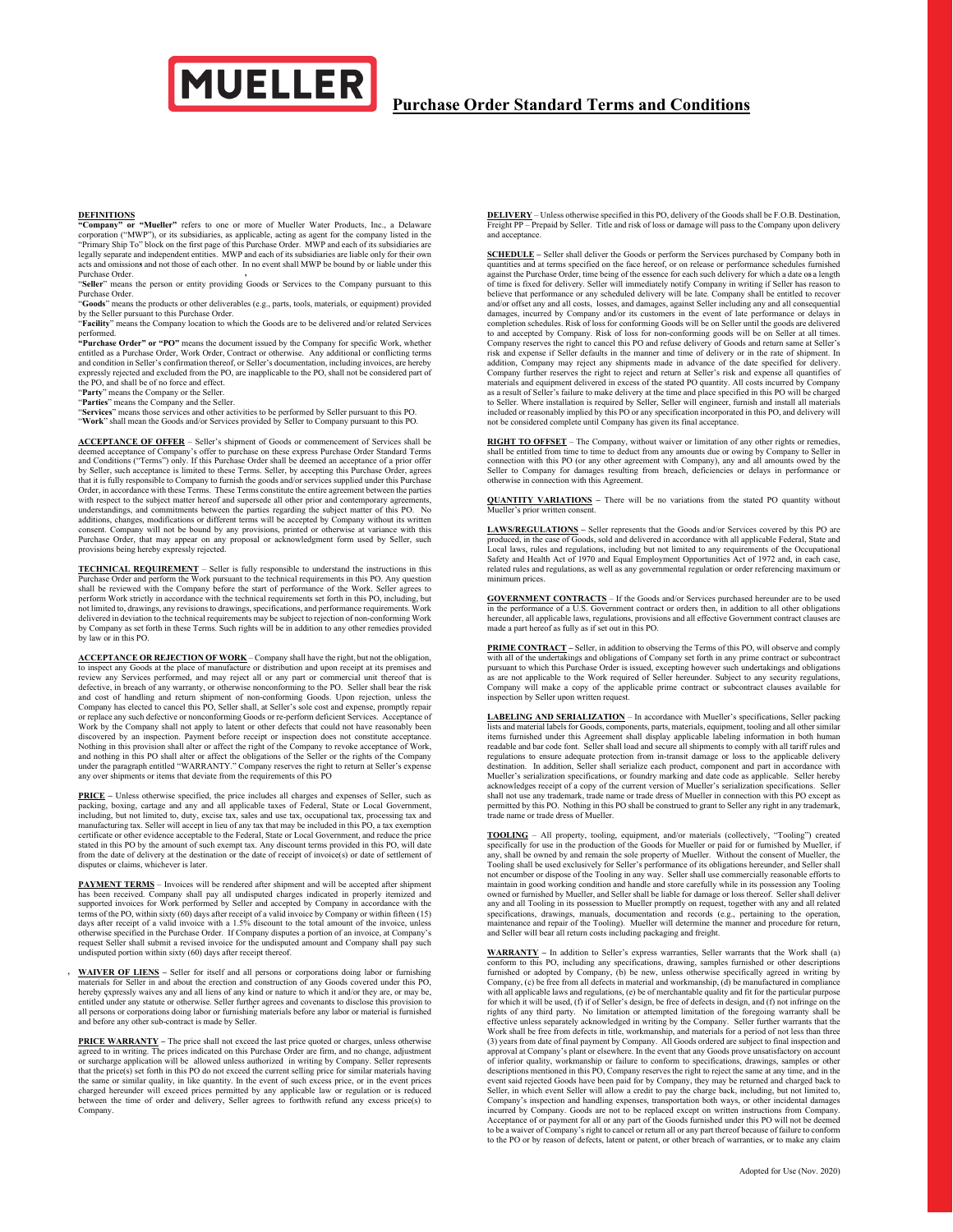# MUELLER

## Purchase Order Standard Terms and Conditions

**DEFINITIONS**

**"Company" or "Mueller"** refers to one or more of Mueller Water Products, Inc., a Delaware corporation ("MWP"), or its subsidiaries, as applicable, acting as agent for the company listed in the "Primary Ship To" block on the first page of this Purchase Order. MWP and each of its subsidiaries are legally separate and independent entities. MWP and each of its subsidiaries are liable only for their own acts and omissions and not those of each other. In no event shall MWP be bound by or liable under this Purchase Order.

"**Seller**" means the person or entity providing Goods or Services to the Company pursuant to this Purchase Order.

"**Goods**" means the products or other deliverables (e.g., parts, tools, materials, or equipment) provided by the Seller pursuant to this Purchase Order.

"**Facility**" means the Company location to which the Goods are to be delivered and/or related Services performed.

**"Purchase Order" or "PO"** means the document issued by the Company for specific Work, whether entitled as a Purchase Order, Work Order, Contract or otherwise. Any additional or conflicting terms and condition in Seller's confirmation thereof, or Seller's documentation, including invoices, are hereby expressly rejected and excluded from the PO, are inapplicable to the PO, shall not be considered part of the PO, and shall be of no force and effect.

"**Party**" means the Company or the Seller.

"**Parties**" means the Company and the Seller.

"**Services**" means those services and other activities to be performed by Seller pursuant to this PO.

"**Work**" shall mean the Goods and/or Services provided by Seller to Company pursuant to this PO.

**ACCEPTANCE OF OFFER** – Seller's shipment of Goods or commencement of Services shall be deemed acceptance of Company's offer to purchase on these express Purchase Order Standard Terms and Conditions ("Terms") only. If this Purchase Order shall be deemed an acceptance of a prior offer by Seller, such acceptance is limited to these Terms. Seller, by accepting this Purchase Order, agrees that it is fully responsible to Company to furnish the goods and/or services supplied under this Purchase Order, in accordance with these Terms. These Terms constitute the entire agreement between the parties with respect to the subject matter hereof and supersede all other prior and contemporary agreements, understandings, and commitments between the parties regarding the subject matter of this PO. No additions, changes, modifications or different terms will be accepted by Company without its written consent. Company will not be bound by any provisions, printed or otherwise at variance with this Purchase Order, that may appear on any proposal or acknowledgment form used by Seller, such provisions being hereby expressly rejected.

**TECHNICAL REQUIREMENT** – Seller is fully responsible to understand the instructions in this Purchase Order and perform the Work pursuant to the technical requirements in this PO. Any question shall be reviewed with the Company before the start of performance of the Work. Seller agrees to perform Work strictly in accordance with the technical requirements set forth in this PO, including, but not limited to, drawings, any revisions to drawings, specifications, and performance requirements. Work delivered in deviation to the technical requirements may be subject to rejection of non-conforming Work by Company as set forth in these Terms. Such rights will be in addition to any other remedies provided by law or in this PO.

**ACCEPTANCE OR REJECTION OF WORK** – Company shall have the right, but not the obligation, to inspect any Goods at the place of manufacture or distribution and upon receipt at its premises and review any Services performed, and may reject all or any part or commercial unit thereof that is defective, in breach of any warranty, or otherwise nonconforming to the PO. Seller shall bear the risk and cost of handling and return shipment of non-conforming Goods. Upon rejection, unless the Company has elected to cancel this PO, Seller shall, at Seller's sole cost and expense, promptly repair or replace any such defective or nonconforming Goods or re-perform deficient Services. Acceptance of Work by the Company shall not apply to latent or other defects that could not have reasonably been discovered by an inspection. Payment before receipt or inspection does not constitute acceptance. Nothing in this provision shall alter or affect the right of the Company to revoke acceptance of Work, and nothing in this PO shall alter or affect the obligations of the Seller or the rights of the Company under the paragraph entitled "WARRANTY." Company reserves the right to return at Seller's expense any other shipments or items that deviate from the requirements of this PO

**PRICE –** Unless otherwise specified, the price includes all charges and expenses of Seller, such as packing, boxing, cartage and any and all applicable taxes of Federal, State or Local Government, including, but not limited to, duty, excise tax, sales and use tax, occupational tax, processing tax and manufacturing tax. Seller will accept in lieu of any tax that may be included in this PO, a tax exemption certificate or other evidence acceptable to the Federal, State or Local Government, and reduce the price stated in this PO by the amount of such exempt tax. Any discount terms provided in this PO, will date from the date of delivery at the destination or the date of receipt of invoice(s) or date of settlement of disputes or claims, whichever is later.

**PAYMENT TERMS** – Invoices will be rendered after shipment and will be accepted after shipment has been received. Company shall pay all undisputed charges indicated in properly itemized and supported invoices for Work performed by Seller and accepted by Company in accordance with the terms of the PO, within sixty (60) days after receipt of a valid invoice by Company or within fifteen (15) days after receipt of a valid invoice with a 1.5% discount to the total amount of the invoice, unless otherwise specified in the Purchase Order. If Company disputes a portion of an invoice, at Company's request Seller shall submit a revised invoice for the undisputed amount and Company shall pay such undisputed portion within sixty (60) days after receipt thereof.

**WAIVER OF LIENS –** Seller for itself and all persons or corporations doing labor or furnishing materials for Seller in and about the erection and construction of any Goods covered under this PO, hereby expressly waives any and all liens of any kind or nature to which it and/or they are, or may be, entitled under any statute or otherwise. Seller further agrees and covenants to disclose this provision to all persons or corporations doing labor or furnishing materials before any labor or material is furnished and before any other sub-contract is made by Seller.

**PRICE WARRANTY –** The price shall not exceed the last price quoted or charges, unless otherwise agreed to in writing. The prices indicated on this Purchase Order are firm, and no change, adjustment or surcharge application will be allowed unless authorized in writing by Company. Seller represents that the price(s) set forth in this PO do not exceed the current selling price for similar materials having the same or similar quality, in like quantity. In the event of such excess price, or in the event prices charged hereunder will exceed prices permitted by any applicable law or regulation or is reduced between the time of order and delivery, Seller agrees to forthwith refund any excess price(s) to Company.

**DELIVERY** – Unless otherwise specified in this PO, delivery of the Goods shall be F.O.B. Destination, Freight PP – Prepaid by Seller. Title and risk of loss or damage will pass to the Company upon delivery and acceptance.

**SCHEDULE –** Seller shall deliver the Goods or perform the Services purchased by Company both in quantities and at terms specified on the face hereof, or on release or performance schedules furnished against the Purchase Order, time being of the essence for each such delivery for which a date or a length of time is fixed for delivery. Seller will immediately notify Company in writing if Seller has reason to believe that performance or any scheduled delivery will be late. Company shall be entitled to recover and/or offset any and all costs, losses, and damages, against Seller including any and all consequential damages, incurred by Company and/or its customers in the event of late performance or delays in completion schedules. Risk of loss for conforming Goods will be on Seller until the goods are delivered to and accepted by Company. Risk of loss for non-conforming goods will be on Seller at all times. Company reserves the right to cancel this PO and refuse delivery of Goods and return same at Seller's risk and expense if Seller defaults in the manner and time of delivery or in the rate of shipment. In addition, Company may reject any shipments made in advance of the date specified for delivery. Company further reserves the right to reject and return at Seller's risk and expense all quantities of materials and equipment delivered in excess of the stated PO quantity. All costs incurred by Company as a result of Seller's failure to make delivery at the time and place specified in this PO will be charged to Seller. Where installation is required by Seller, Seller will engineer, furnish and install all materials included or reasonably implied by this PO or any specification incorporated in this PO, and delivery will not be considered complete until Company has given its final acceptance.

**RIGHT TO OFFSET** – The Company, without waiver or limitation of any other rights or remedies, shall be entitled from time to time to deduct from any amounts due or owing by Company to Seller in connection with this PO (or any other agreement with Company), any and all amounts owed by the Seller to Company for damages resulting from breach, deficiencies or delays in performance or otherwise in connection with this Agreement.

**QUANTITY VARIATIONS –** There will be no variations from the stated PO quantity without Mueller's prior written consent.

**LAWS/REGULATIONS –** Seller represents that the Goods and/or Services covered by this PO are produced, in the case of Goods, sold and delivered in accordance with all applicable Federal, State and Local laws, rules and regulations, including but not limited to any requirements of the Occupational Safety and Health Act of 1970 and Equal Employment Opportunities Act of 1972 and, in each case, related rules and regulations, as well as any governmental regulation or order referencing maximum or minimum prices.

**GOVERNMENT CONTRACTS** – If the Goods and/or Services purchased hereunder are to be used in the performance of a U.S. Government contract or orders then, in addition to all other obligations hereunder, all applicable laws, regulations, provisions and all effective Government contract clauses are made a part hereof as fully as if set out in this PO.

**PRIME CONTRACT –** Seller, in addition to observing the Terms of this PO, will observe and comply with all of the undertakings and obligations of Company set forth in any prime contract or subcontract pursuant to which this Purchase Order is issued, excepting however such undertakings and obligations as are not applicable to the Work required of Seller hereunder. Subject to any security regulations, Company will make a copy of the applicable prime contract or subcontract clauses available for inspection by Seller upon written request.

**LABELING AND SERIALIZATION** – In accordance with Mueller's specifications, Seller packing lists and material labels for Goods, components, parts, materials, equipment, tooling and all other similar items furnished under this Agreement shall display applicable labeling information in both human readable and bar code font. Seller shall load and secure all shipments to comply with all tariff rules and regulations to ensure adequate protection from in-transit damage or loss to the applicable delivery destination. In addition, Seller shall serialize each product, component and part in accordance with Mueller's serialization specifications, or foundry marking and date code as applicable. Seller hereby acknowledges receipt of a copy of the current version of Mueller's serialization specifications. Seller shall not use any trademark, trade name or trade dress of Mueller in connection with this PO except as permitted by this PO. Nothing in this PO shall be construed to grant to Seller any right in any trademark, trade name or trade dress of Mueller.

**TOOLING** – All property, tooling, equipment, and/or materials (collectively, "Tooling") created specifically for use in the production of the Goods for Mueller or paid for or furnished by Mueller, if any, shall be owned by and remain the sole property of Mueller. Without the consent of Mueller, the Tooling shall be used exclusively for Seller's performance of its obligations hereunder, and Seller shall not encumber or dispose of the Tooling in any way. Seller shall use commercially reasonable efforts to maintain in good working condition and handle and store carefully while in its possession any Tooling owned or furnished by Mueller, and Seller shall be liable for damage or loss thereof. Seller shall deliver any and all Tooling in its possession to Mueller promptly on request, together with any and all related specifications, drawings, manuals, documentation and records (e.g., pertaining to the operation, maintenance and repair of the Tooling). Mueller will determine the manner and procedure for return, and Seller will bear all return costs including packaging and freight.

**WARRANTY –** In addition to Seller's express warranties, Seller warrants that the Work shall (a) conform to this PO, including any specifications, drawing, samples furnished or other descriptions furnished or adopted by Company, (b) be new, unless otherwise specifically agreed in writing by Company, (c) be free from all defects in material and workmanship, (d) be manufactured in compliance with all applicable laws and regulations, (e) be of merchantable quality and fit for the particular purpose for which it will be used, (f) if of Seller's design, be free of defects in design, and (f) not infringe on the rights of any third party. No limitation or attempted limitation of the foregoing warranty shall be effective unless separately acknowledged in writing by the Company. Seller further warrants that the Work shall be free from defects in title, workmanship, and materials for a period of not less than three (3) years from date of final payment by Company. All Goods ordered are subject to final inspection and approval at Company's plant or elsewhere. In the event that any Goods prove unsatisfactory on account of inferior quality, workmanship or failure to conform to specifications, drawings, samples or other descriptions mentioned in this PO, Company reserves the right to reject the same at any time, and in the event said rejected Goods have been paid for by Company, they may be returned and charged back to Seller, in which event Seller will allow a credit to pay the charge back, including, but not limited to, Company's inspection and handling expenses, transportation both ways, or other incidental damages incurred by Company. Goods are not to be replaced except on written instructions from Company. Acceptance of or payment for all or any part of the Goods furnished under this PO will not be deemed to be a waiver of Company's right to cancel or return all or any part thereof because of failure to conform to the PO or by reason of defects, latent or patent, or other breach of warranties, or to make any claim

Adopted for Use (Nov. 2020)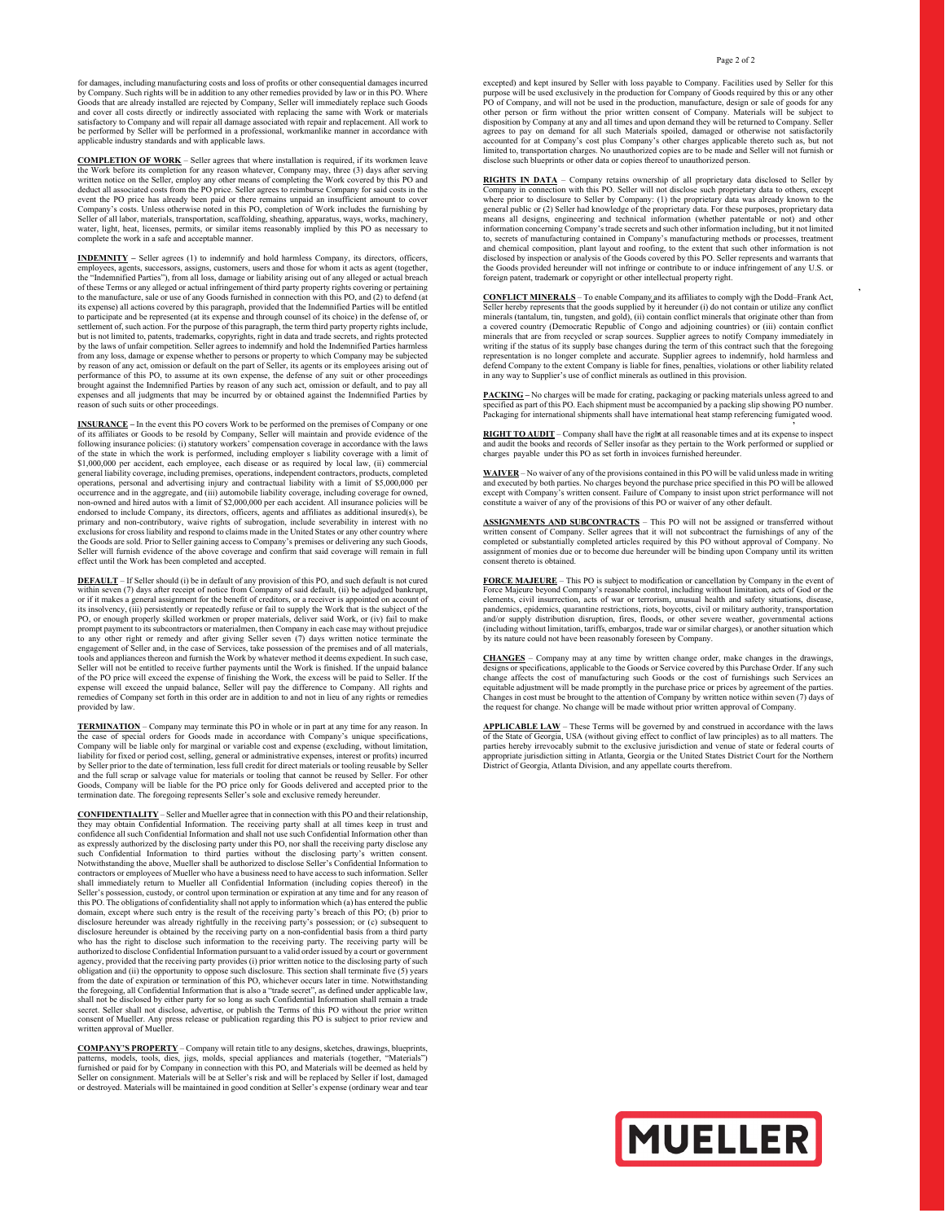for damages, including manufacturing costs and loss of profits or other consequential damages incurred by Company. Such rights will be in addition to any other remedies provided by law or in this PO. Where Goods that are already installed are rejected by Company, Seller will immediately replace such Goods and cover all costs directly or indirectly associated with replacing the same with Work or materials satisfactory to Company and will repair all damage associated with repair and replacement. All work to be performed by Seller will be performed in a professional, workmanlike manner in accordance with applicable industry standards and with applicable laws.

**COMPLETION OF WORK** – Seller agrees that where installation is required, if its workmen leave the Work before its completion for any reason whatever, Company may, three (3) days after serving written notice on the Seller, employ any other means of completing the Work covered by this PO and deduct all associated costs from the PO price. Seller agrees to reimburse Company for said costs in the event the PO price has already been paid or there remains unpaid an insufficient amount to cover Company's costs. Unless otherwise noted in this PO, completion of Work includes the furnishing by Seller of all labor, materials, transportation, scaffolding, sheathing, apparatus, ways, works, machinery, water, light, heat, licenses, permits, or similar items reasonably implied by this PO as necessary to complete the work in a safe and acceptable manner.

**INDEMNITY –** Seller agrees (1) to indemnify and hold harmless Company, its directors, officers, employees, agents, successors, assigns, customers, users and those for whom it acts as agent (together, the "Indemnified Parties"), from all loss, damage or liability arising out of any alleged or actual breach of these Terms or any alleged or actual infringement of third party property rights covering or pertaining to the manufacture, sale or use of any Goods furnished in connection with this PO, and (2) to defend (at its expense) all actions covered by this paragraph, provided that the Indemnified Parties will be entitled to participate and be represented (at its expense and through counsel of its choice) in the defense of, or settlement of, such action. For the purpose of this paragraph, the term third party property rights include, but is not limited to, patents, trademarks, copyrights, right in data and trade secrets, and rights protected by the laws of unfair competition. Seller agrees to indemnify and hold the Indemnified Parties harmless from any loss, damage or expense whether to persons or property to which Company may be subjected by reason of any act, omission or default on the part of Seller, its agents or its employees arising out of performance of this PO, to assume at its own expense, the defense of any suit or other proceedings brought against the Indemnified Parties by reason of any such act, omission or default, and to pay all expenses and all judgments that may be incurred by or obtained against the Indemnified Parties by reason of such suits or other proceedings.

**INSURANCE –** In the event this PO covers Work to be performed on the premises of Company or one of its affiliates or Goods to be resold by Company, Seller will maintain and provide evidence of the following insurance policies: (i) statutory workers' compensation coverage in accordance with the laws of the state in which the work is performed, including employer s liability coverage with a limit of $1,000,000 per accident, each employee, each disease or as required by local law, (ii) commercial general liability coverage, including premises, operations, independent contractors, products, completed operations, personal and advertising injury and contractual liability with a limit of $5,000,000 per occurrence and in the aggregate, and (iii) automobile liability coverage, including coverage for owned, non-owned and hired autos with a limit of $2,000,000 per each accident. All insurance policies will be endorsed to include Company, its directors, officers, agents and affiliates as additional insured(s), be primary and non-contributory, waive rights of subrogation, include severability in interest with no exclusions for cross liability and respond to claims made in the United States or any other country where the Goods are sold. Prior to Seller gaining access to Company's premises or delivering any such Goods, Seller will furnish evidence of the above coverage and confirm that said coverage will remain in full effect until the Work has been completed and accepted.

**DEFAULT** – If Seller should (i) be in default of any provision of this PO, and such default is not cured within seven (7) days after receipt of notice from Company of said default, (ii) be adjudged bankrupt, or if it makes a general assignment for the benefit of creditors, or a receiver is appointed on account of its insolvency, (iii) persistently or repeatedly refuse or fail to supply the Work that is the subject of the PO, or enough properly skilled workmen or proper materials, deliver said Work, or (iv) fail to make prompt payment to its subcontractors or materialmen, then Company in each case may without prejudice to any other right or remedy and after giving Seller seven (7) days written notice terminate the engagement of Seller and, in the case of Services, take possession of the premises and of all materials, tools and appliances thereon and furnish the Work by whatever method it deems expedient. In such case, Seller will not be entitled to receive further payments until the Work is finished. If the unpaid balance of the PO price will exceed the expense of finishing the Work, the excess will be paid to Seller. If the expense will exceed the unpaid balance, Seller will pay the difference to Company. All rights and remedies of Company set forth in this order are in addition to and not in lieu of any rights or remedies provided by law.

**TERMINATION** – Company may terminate this PO in whole or in part at any time for any reason. In the case of special orders for Goods made in accordance with Company's unique specifications, Company will be liable only for marginal or variable cost and expense (excluding, without limitation, liability for fixed or period cost, selling, general or administrative expenses, interest or profits) incurred by Seller prior to the date of termination, less full credit for direct materials or tooling reusable by Seller and the full scrap or salvage value for materials or tooling that cannot be reused by Seller. For other Goods, Company will be liable for the PO price only for Goods delivered and accepted prior to the termination date. The foregoing represents Seller's sole and exclusive remedy hereunder.

**CONFIDENTIALITY** – Seller and Mueller agree that in connection with this PO and their relationship, they may obtain Confidential Information. The receiving party shall at all times keep in trust and confidence all such Confidential Information and shall not use such Confidential Information other than as expressly authorized by the disclosing party under this PO, nor shall the receiving party disclose any such Confidential Information to third parties without the disclosing party's written consent. Notwithstanding the above, Mueller shall be authorized to disclose Seller's Confidential Information to contractors or employees of Mueller who have a business need to have access to such information. Seller shall immediately return to Mueller all Confidential Information (including copies thereof) in the Seller's possession, custody, or control upon termination or expiration at any time and for any reason of this PO. The obligations of confidentiality shall not apply to information which (a) has entered the public domain, except where such entry is the result of the receiving party's breach of this PO; (b) prior to disclosure hereunder was already rightfully in the receiving party's possession; or (c) subsequent to disclosure hereunder is obtained by the receiving party on a non-confidential basis from a third party who has the right to disclose such information to the receiving party. The receiving party will be authorized to disclose Confidential Information pursuant to a valid order issued by a court or government agency, provided that the receiving party provides (i) prior written notice to the disclosing party of such obligation and (ii) the opportunity to oppose such disclosure. This section shall terminate five (5) years from the date of expiration or termination of this PO, whichever occurs later in time. Notwithstanding the foregoing, all Confidential Information that is also a "trade secret", as defined under applicable law, shall not be disclosed by either party for so long as such Confidential Information shall remain a trade secret. Seller shall not disclose, advertise, or publish the Terms of this PO without the prior written consent of Mueller. Any press release or publication regarding this PO is subject to prior review and written approval of Mueller.

**COMPANY'S PROPERTY** – Company will retain title to any designs, sketches, drawings, blueprints, patterns, models, tools, dies, jigs, molds, special appliances and materials (together, "Materials") furnished or paid for by Company in connection with this PO, and Materials will be deemed as held by Seller on consignment. Materials will be at Seller's risk and will be replaced by Seller if lost, damaged or destroyed. Materials will be maintained in good condition at Seller's expense (ordinary wear and tear excepted) and kept insured by Seller with loss payable to Company. Facilities used by Seller for this purpose will be used exclusively in the production for Company of Goods required by this or any other PO of Company, and will not be used in the production, manufacture, design or sale of goods for any other person or firm without the prior written consent of Company. Materials will be subject to disposition by Company at any and all times and upon demand they will be returned to Company. Seller agrees to pay on demand for all such Materials spoiled, damaged or otherwise not satisfactorily accounted for at Company's cost plus Company's other charges applicable thereto such as, but not limited to, transportation charges. No unauthorized copies are to be made and Seller will not furnish or disclose such blueprints or other data or copies thereof to unauthorized person.

**RIGHTS IN DATA** – Company retains ownership of all proprietary data disclosed to Seller by Company in connection with this PO. Seller will not disclose such proprietary data to others, except where prior to disclosure to Seller by Company: (1) the proprietary data was already known to the general public or (2) Seller had knowledge of the proprietary data. For these purposes, proprietary data means all designs, engineering and technical information (whether patentable or not) and other information concerning Company's trade secrets and such other information including, but it not limited to, secrets of manufacturing contained in Company's manufacturing methods or processes, treatment and chemical composition, plant layout and roofing, to the extent that such other information is not disclosed by inspection or analysis of the Goods covered by this PO. Seller represents and warrants that the Goods provided hereunder will not infringe or contribute to or induce infringement of any U.S. or foreign patent, trademark or copyright or other intellectual property right.

**CONFLICT MINERALS** – To enable Company and its affiliates to comply with the Dodd–Frank Act, Seller hereby represents that the goods supplied by it hereunder (i) do not contain or utilize any conflict minerals (tantalum, tin, tungsten, and gold), (ii) contain conflict minerals that originate other than from a covered country (Democratic Republic of Congo and adjoining countries) or (iii) contain conflict minerals that are from recycled or scrap sources. Supplier agrees to notify Company immediately in writing if the status of its supply base changes during the term of this contract such that the foregoing representation is no longer complete and accurate. Supplier agrees to indemnify, hold harmless and defend Company to the extent Company is liable for fines, penalties, violations or other liability related in any way to Supplier's use of conflict minerals as outlined in this provision.

**PACKING –** No charges will be made for crating, packaging or packing materials unless agreed to and specified as part of this PO. Each shipment must be accompanied by a packing slip showing PO number. Packaging for international shipments shall have international heat stamp referencing fumigated wood.

**RIGHT TO AUDIT** – Company shall have the right at all reasonable times and at its expense to inspect and audit the books and records of Seller insofar as they pertain to the Work performed or supplied or charges payable under this PO as set forth in invoices furnished hereunder.

**WAIVER** – No waiver of any of the provisions contained in this PO will be valid unless made in writing and executed by both parties. No charges beyond the purchase price specified in this PO will be allowed except with Company's written consent. Failure of Company to insist upon strict performance will not constitute a waiver of any of the provisions of this PO or waiver of any other default.

**ASSIGNMENTS AND SUBCONTRACTS** – This PO will not be assigned or transferred without written consent of Company. Seller agrees that it will not subcontract the furnishings of any of the completed or substantially completed articles required by this PO without approval of Company. No assignment of monies due or to become due hereunder will be binding upon Company until its written consent thereto is obtained.

**FORCE MAJEURE** – This PO is subject to modification or cancellation by Company in the event of Force Majeure beyond Company's reasonable control, including without limitation, acts of God or the elements, civil insurrection, acts of war or terrorism, unusual health and safety situations, disease, pandemics, epidemics, quarantine restrictions, riots, boycotts, civil or military authority, transportation and/or supply distribution disruption, fires, floods, or other severe weather, governmental actions (including without limitation, tariffs, embargos, trade war or similar charges), or another situation which by its nature could not have been reasonably foreseen by Company.

**CHANGES** – Company may at any time by written change order, make changes in the drawings, designs or specifications, applicable to the Goods or Service covered by this Purchase Order. If any such change affects the cost of manufacturing such Goods or the cost of furnishings such Services an equitable adjustment will be made promptly in the purchase price or prices by agreement of the parties. Changes in cost must be brought to the attention of Company by written notice within seven (7) days of the request for change. No change will be made without prior written approval of Company.

**APPLICABLE LAW** – These Terms will be governed by and construed in accordance with the laws of the State of Georgia, USA (without giving effect to conflict of law principles) as to all matters. The parties hereby irrevocably submit to the exclusive jurisdiction and venue of state or federal courts of appropriate jurisdiction sitting in Atlanta, Georgia or the United States District Court for the Northern District of Georgia, Atlanta Division, and any appellate courts therefrom.

MUELLER